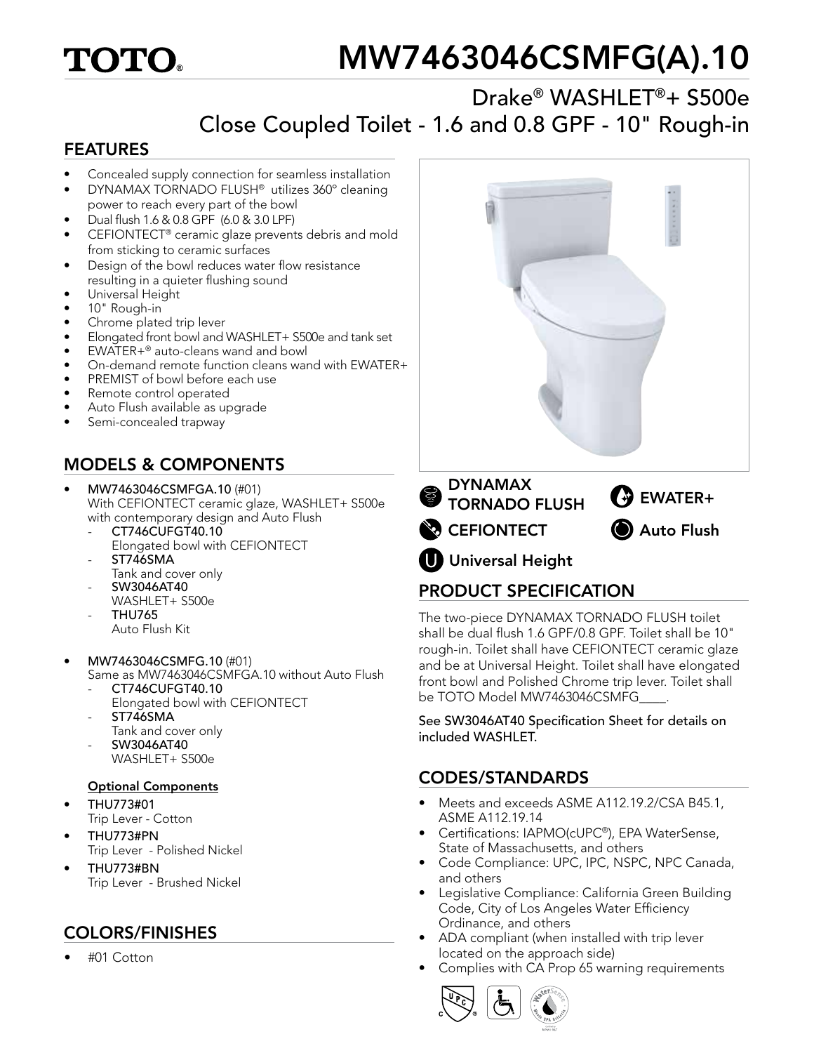# MW7463046CSMFG(A).10

## Drake® WASHLET®+ S500e Close Coupled Toilet - 1.6 and 0.8 GPF - 10" Rough-in

## FEATURES

- Concealed supply connection for seamless installation
- DYNAMAX TORNADO FLUSH® utilizes 360º cleaning power to reach every part of the bowl
- Dual flush 1.6 & 0.8 GPF (6.0 & 3.0 LPF)
- CEFIONTECT® ceramic glaze prevents debris and mold from sticking to ceramic surfaces
- Design of the bowl reduces water flow resistance resulting in a quieter flushing sound
- Universal Height
- 10" Rough-in
- Chrome plated trip lever
- Elongated front bowl and WASHLET+ S500e and tank set
- EWATER+® auto-cleans wand and bowl
- On-demand remote function cleans wand with EWATER+
- PREMIST of bowl before each use
- Remote control operated
- Auto Flush available as upgrade
- Semi-concealed trapway

## MODELS & COMPONENTS

- **MW7463046CSMFGA.10** (#01)
  With CEFIONTECT ceramic glaze, WASHLET+ S500e with contemporary design and Auto Flush
  - **CT746CUFGT40.10**
    Elongated bowl with CEFIONTECT
  - **ST746SMA**
    Tank and cover only
  - **SW3046AT40**
    WASHLET+ S500e
  - **THU765**
    Auto Flush Kit
- **MW7463046CSMFG.10** (#01)
  Same as MW7463046CSMFGA.10 without Auto Flush
  - **CT746CUFGT40.10**
    Elongated bowl with CEFIONTECT
  - **ST746SMA**
    Tank and cover only
  - **SW3046AT40**
    WASHLET+ S500e

**Optional Components**

- THU773#01
  Trip Lever - Cotton
- THU773#PN
  Trip Lever - Polished Nickel
- THU773#BN
  Trip Lever - Brushed Nickel

## COLORS/FINISHES

- #01 Cotton

DYNAMAX TORNADO FLUSH
EWATER+
CEFIONTECT
Auto Flush
Universal Height

## PRODUCT SPECIFICATION

The two-piece DYNAMAX TORNADO FLUSH toilet shall be dual flush 1.6 GPF/0.8 GPF. Toilet shall be 10" rough-in. Toilet shall have CEFIONTECT ceramic glaze and be at Universal Height. Toilet shall have elongated front bowl and Polished Chrome trip lever. Toilet shall be TOTO Model MW7463046CSMFG____.

See SW3046AT40 Specification Sheet for details on included WASHLET.

## CODES/STANDARDS

- Meets and exceeds ASME A112.19.2/CSA B45.1, ASME A112.19.14
- Certifications: IAPMO(cUPC®), EPA WaterSense, State of Massachusetts, and others
- Code Compliance: UPC, IPC, NSPC, NPC Canada, and others
- Legislative Compliance: California Green Building Code, City of Los Angeles Water Efficiency Ordinance, and others
- ADA compliant (when installed with trip lever located on the approach side)
- Complies with CA Prop 65 warning requirements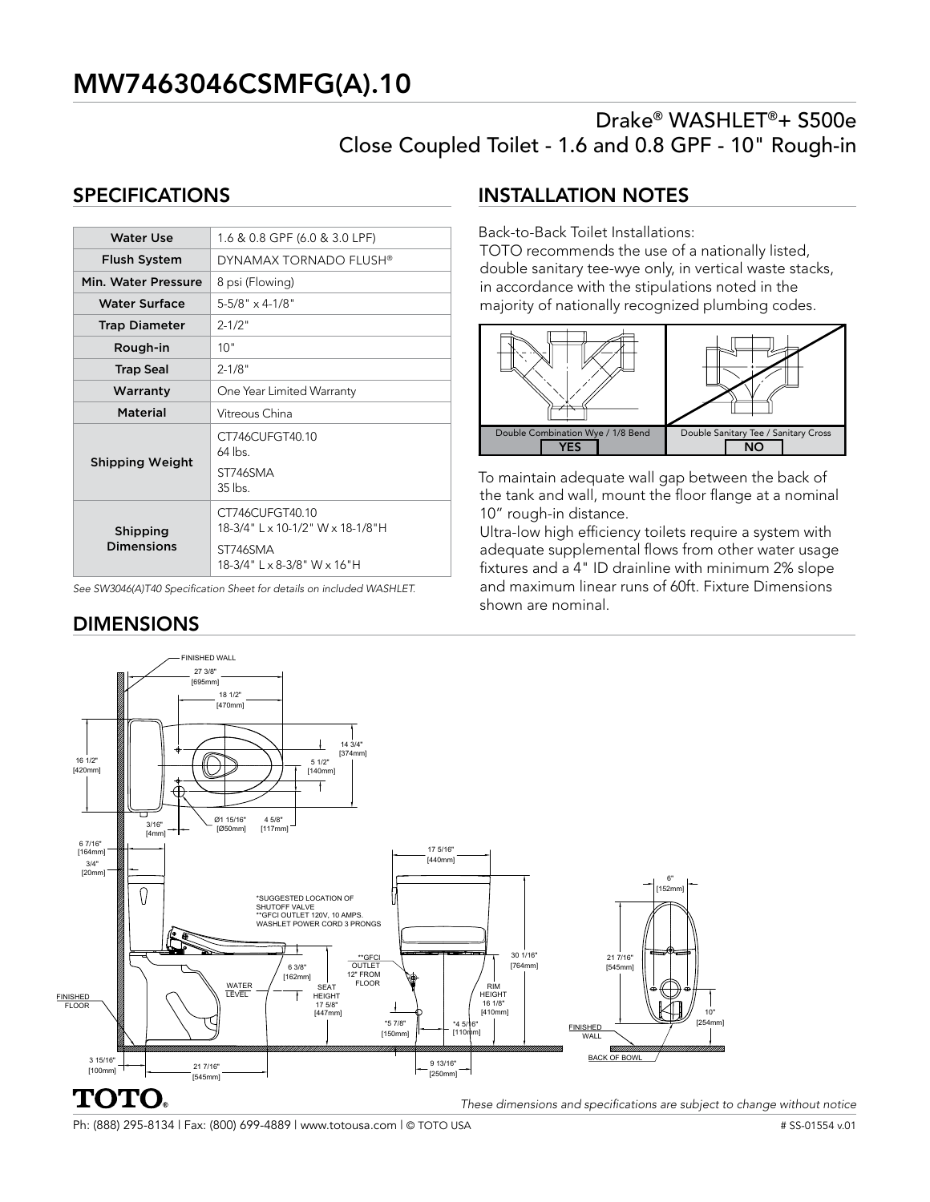# MW7463046CSMFG(A).10

## Drake® WASHLET®+ S500e
## Close Coupled Toilet - 1.6 and 0.8 GPF - 10" Rough-in

## SPECIFICATIONS

| | |
|---|---|
| **Water Use** | 1.6 & 0.8 GPF (6.0 & 3.0 LPF) |
| **Flush System** | DYNAMAX TORNADO FLUSH® |
| **Min. Water Pressure** | 8 psi (Flowing) |
| **Water Surface** | 5-5/8" x 4-1/8" |
| **Trap Diameter** | 2-1/2" |
| **Rough-in** | 10" |
| **Trap Seal** | 2-1/8" |
| **Warranty** | One Year Limited Warranty |
| **Material** | Vitreous China |
| **Shipping Weight** | CT746CUFGT40.10 64 lbs. ST746SMA 35 lbs. |
| **Shipping Dimensions** | CT746CUFGT40.10 18-3/4" L x 10-1/2" W x 18-1/8"H ST746SMA 18-3/4" L x 8-3/8" W x 16"H |

*See SW3046(A)T40 Specification Sheet for details on included WASHLET.*

## INSTALLATION NOTES

Back-to-Back Toilet Installations:
TOTO recommends the use of a nationally listed, double sanitary tee-wye only, in vertical waste stacks, in accordance with the stipulations noted in the majority of nationally recognized plumbing codes.

Double Combination Wye / 1/8 Bend
YES

Double Sanitary Tee / Sanitary Cross
NO

To maintain adequate wall gap between the back of the tank and wall, mount the floor flange at a nominal 10" rough-in distance.
Ultra-low high efficiency toilets require a system with adequate supplemental flows from other water usage fixtures and a 4" ID drainline with minimum 2% slope and maximum linear runs of 60ft. Fixture Dimensions shown are nominal.

## DIMENSIONS

FINISHED WALL
27 3/8" [695mm]
18 1/2" [470mm]
14 3/4" [374mm]
16 1/2" [420mm]
5 1/2" [140mm]
3/16" [4mm]
Ø1 15/16" [Ø50mm]
4 5/8" [117mm]
6 7/16" [164mm]
3/4" [20mm]
17 5/16" [440mm]
6" [152mm]
*SUGGESTED LOCATION OF SHUTOFF VALVE
**GFCI OUTLET 120V, 10 AMPS. WASHLET POWER CORD 3 PRONGS
**GFCI OUTLET 12" FROM FLOOR
30 1/16" [764mm]
21 7/16" [545mm]
6 3/8" [162mm]
WATER LEVEL
SEAT HEIGHT 17 5/8" [447mm]
RIM HEIGHT 16 1/8" [410mm]
FINISHED FLOOR
*5 7/8" [150mm]
*4 5/16" [110mm]
10" [254mm]
FINISHED WALL
BACK OF BOWL
3 15/16" [100mm]
21 7/16" [545mm]
9 13/16" [250mm]

*These dimensions and specifications are subject to change without notice*

Ph: (888) 295-8134 | Fax: (800) 699-4889 | www.totousa.com | © TOTO USA

# SS-01554 v.01